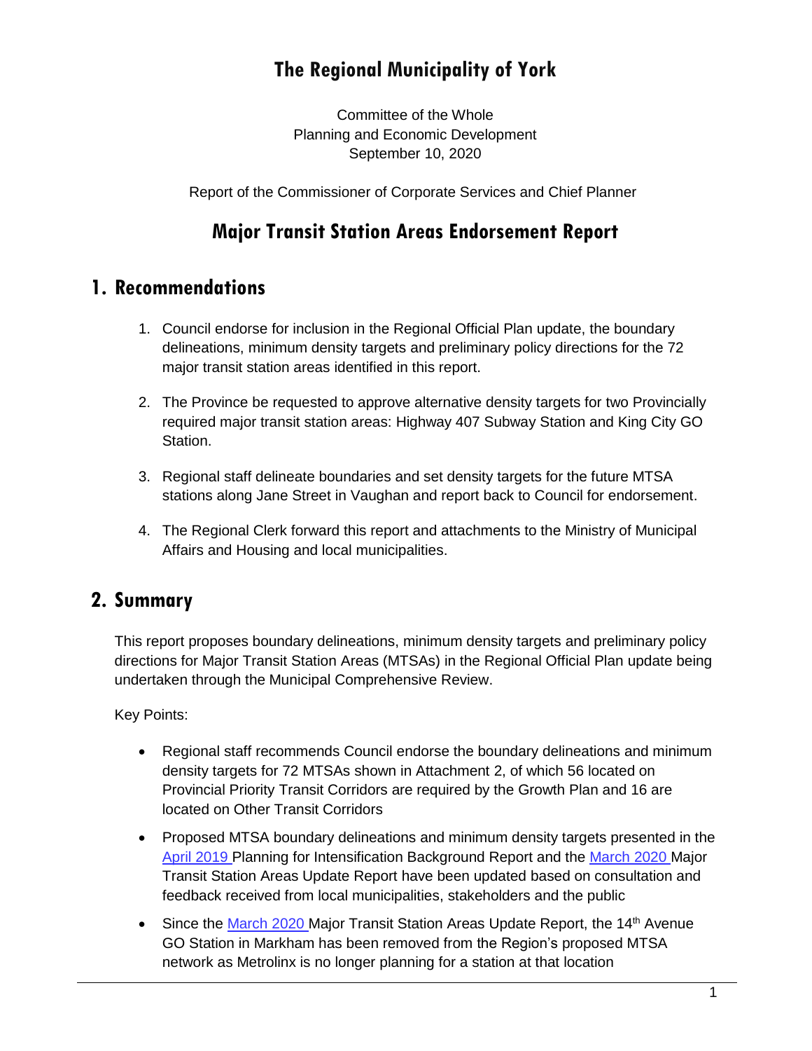# The Regional Municipality of York

Committee of the Whole
Planning and Economic Development
September 10, 2020

Report of the Commissioner of Corporate Services and Chief Planner

# Major Transit Station Areas Endorsement Report

## 1. Recommendations

1. Council endorse for inclusion in the Regional Official Plan update, the boundary delineations, minimum density targets and preliminary policy directions for the 72 major transit station areas identified in this report.

2. The Province be requested to approve alternative density targets for two Provincially required major transit station areas: Highway 407 Subway Station and King City GO Station.

3. Regional staff delineate boundaries and set density targets for the future MTSA stations along Jane Street in Vaughan and report back to Council for endorsement.

4. The Regional Clerk forward this report and attachments to the Ministry of Municipal Affairs and Housing and local municipalities.

## 2. Summary

This report proposes boundary delineations, minimum density targets and preliminary policy directions for Major Transit Station Areas (MTSAs) in the Regional Official Plan update being undertaken through the Municipal Comprehensive Review.

Key Points:

- Regional staff recommends Council endorse the boundary delineations and minimum density targets for 72 MTSAs shown in Attachment 2, of which 56 located on Provincial Priority Transit Corridors are required by the Growth Plan and 16 are located on Other Transit Corridors
- Proposed MTSA boundary delineations and minimum density targets presented in the April 2019 Planning for Intensification Background Report and the March 2020 Major Transit Station Areas Update Report have been updated based on consultation and feedback received from local municipalities, stakeholders and the public
- Since the March 2020 Major Transit Station Areas Update Report, the 14th Avenue GO Station in Markham has been removed from the Region's proposed MTSA network as Metrolinx is no longer planning for a station at that location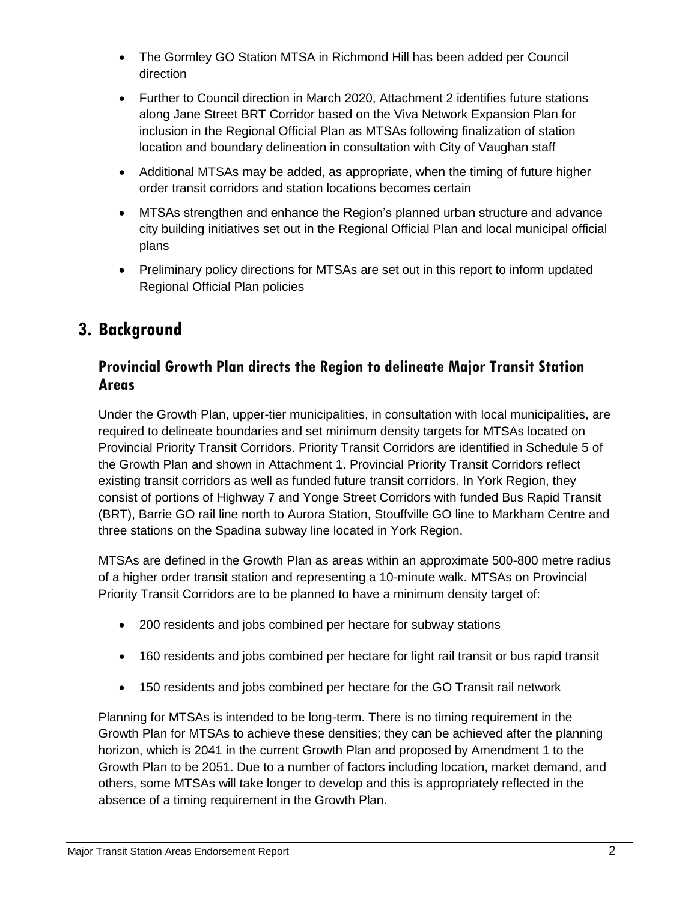- The Gormley GO Station MTSA in Richmond Hill has been added per Council direction
- Further to Council direction in March 2020, Attachment 2 identifies future stations along Jane Street BRT Corridor based on the Viva Network Expansion Plan for inclusion in the Regional Official Plan as MTSAs following finalization of station location and boundary delineation in consultation with City of Vaughan staff
- Additional MTSAs may be added, as appropriate, when the timing of future higher order transit corridors and station locations becomes certain
- MTSAs strengthen and enhance the Region's planned urban structure and advance city building initiatives set out in the Regional Official Plan and local municipal official plans
- Preliminary policy directions for MTSAs are set out in this report to inform updated Regional Official Plan policies

## 3. Background

### Provincial Growth Plan directs the Region to delineate Major Transit Station Areas

Under the Growth Plan, upper-tier municipalities, in consultation with local municipalities, are required to delineate boundaries and set minimum density targets for MTSAs located on Provincial Priority Transit Corridors. Priority Transit Corridors are identified in Schedule 5 of the Growth Plan and shown in Attachment 1. Provincial Priority Transit Corridors reflect existing transit corridors as well as funded future transit corridors. In York Region, they consist of portions of Highway 7 and Yonge Street Corridors with funded Bus Rapid Transit (BRT), Barrie GO rail line north to Aurora Station, Stouffville GO line to Markham Centre and three stations on the Spadina subway line located in York Region.

MTSAs are defined in the Growth Plan as areas within an approximate 500-800 metre radius of a higher order transit station and representing a 10-minute walk. MTSAs on Provincial Priority Transit Corridors are to be planned to have a minimum density target of:

- 200 residents and jobs combined per hectare for subway stations
- 160 residents and jobs combined per hectare for light rail transit or bus rapid transit
- 150 residents and jobs combined per hectare for the GO Transit rail network

Planning for MTSAs is intended to be long-term. There is no timing requirement in the Growth Plan for MTSAs to achieve these densities; they can be achieved after the planning horizon, which is 2041 in the current Growth Plan and proposed by Amendment 1 to the Growth Plan to be 2051. Due to a number of factors including location, market demand, and others, some MTSAs will take longer to develop and this is appropriately reflected in the absence of a timing requirement in the Growth Plan.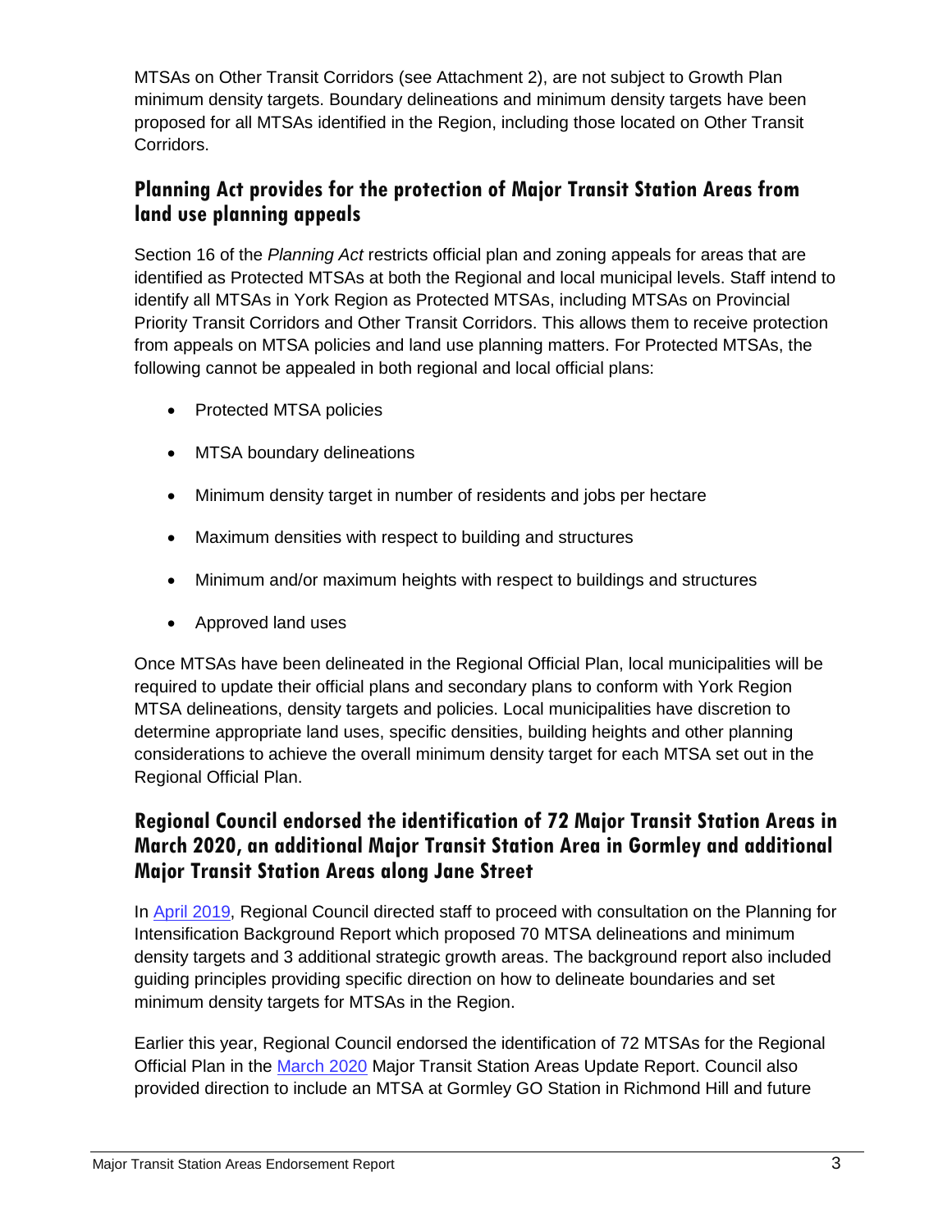MTSAs on Other Transit Corridors (see Attachment 2), are not subject to Growth Plan minimum density targets. Boundary delineations and minimum density targets have been proposed for all MTSAs identified in the Region, including those located on Other Transit Corridors.

## Planning Act provides for the protection of Major Transit Station Areas from land use planning appeals

Section 16 of the *Planning Act* restricts official plan and zoning appeals for areas that are identified as Protected MTSAs at both the Regional and local municipal levels. Staff intend to identify all MTSAs in York Region as Protected MTSAs, including MTSAs on Provincial Priority Transit Corridors and Other Transit Corridors. This allows them to receive protection from appeals on MTSA policies and land use planning matters. For Protected MTSAs, the following cannot be appealed in both regional and local official plans:

- Protected MTSA policies
- MTSA boundary delineations
- Minimum density target in number of residents and jobs per hectare
- Maximum densities with respect to building and structures
- Minimum and/or maximum heights with respect to buildings and structures
- Approved land uses

Once MTSAs have been delineated in the Regional Official Plan, local municipalities will be required to update their official plans and secondary plans to conform with York Region MTSA delineations, density targets and policies. Local municipalities have discretion to determine appropriate land uses, specific densities, building heights and other planning considerations to achieve the overall minimum density target for each MTSA set out in the Regional Official Plan.

## Regional Council endorsed the identification of 72 Major Transit Station Areas in March 2020, an additional Major Transit Station Area in Gormley and additional Major Transit Station Areas along Jane Street

In April 2019, Regional Council directed staff to proceed with consultation on the Planning for Intensification Background Report which proposed 70 MTSA delineations and minimum density targets and 3 additional strategic growth areas. The background report also included guiding principles providing specific direction on how to delineate boundaries and set minimum density targets for MTSAs in the Region.

Earlier this year, Regional Council endorsed the identification of 72 MTSAs for the Regional Official Plan in the March 2020 Major Transit Station Areas Update Report. Council also provided direction to include an MTSA at Gormley GO Station in Richmond Hill and future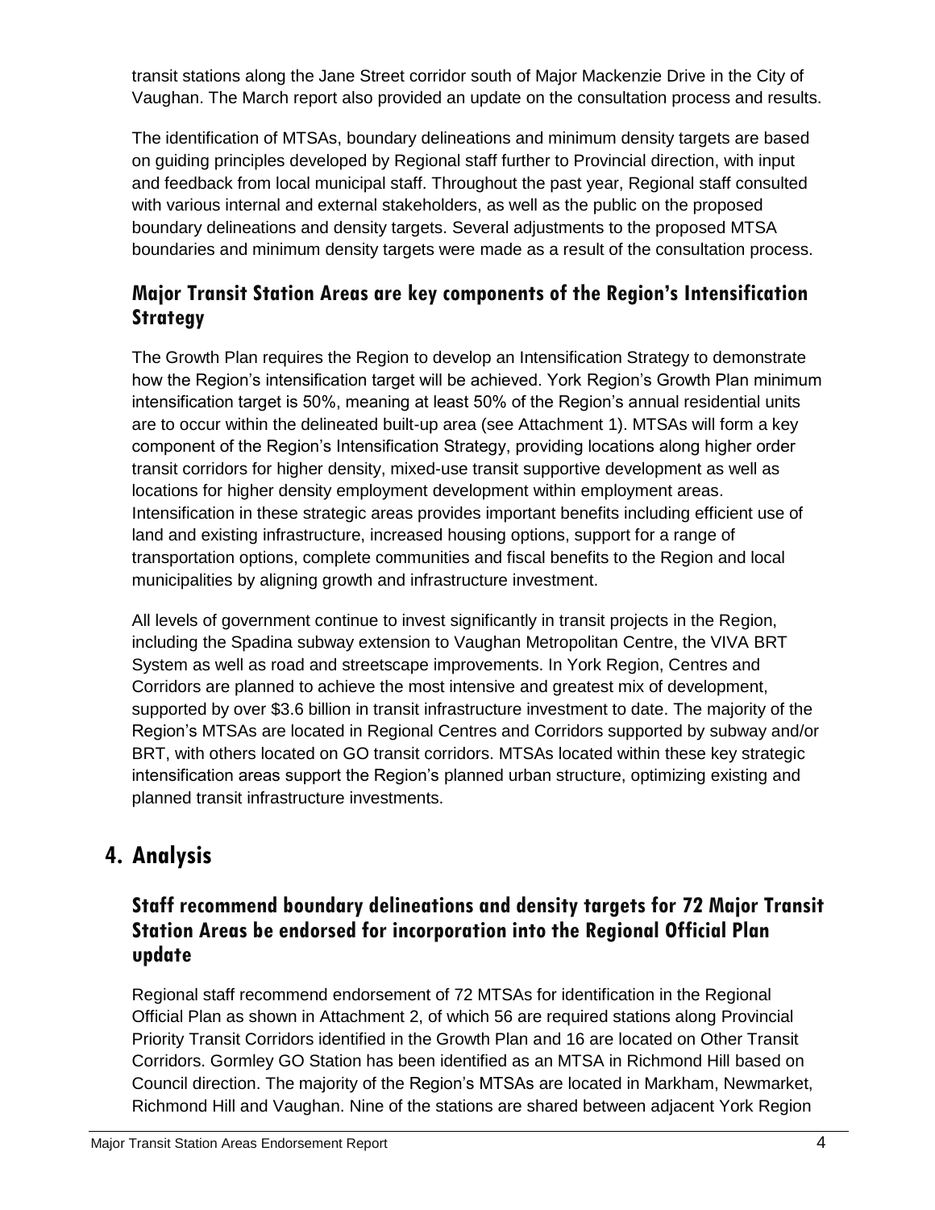transit stations along the Jane Street corridor south of Major Mackenzie Drive in the City of Vaughan. The March report also provided an update on the consultation process and results.

The identification of MTSAs, boundary delineations and minimum density targets are based on guiding principles developed by Regional staff further to Provincial direction, with input and feedback from local municipal staff. Throughout the past year, Regional staff consulted with various internal and external stakeholders, as well as the public on the proposed boundary delineations and density targets. Several adjustments to the proposed MTSA boundaries and minimum density targets were made as a result of the consultation process.

### Major Transit Station Areas are key components of the Region's Intensification Strategy

The Growth Plan requires the Region to develop an Intensification Strategy to demonstrate how the Region's intensification target will be achieved. York Region's Growth Plan minimum intensification target is 50%, meaning at least 50% of the Region's annual residential units are to occur within the delineated built-up area (see Attachment 1). MTSAs will form a key component of the Region's Intensification Strategy, providing locations along higher order transit corridors for higher density, mixed-use transit supportive development as well as locations for higher density employment development within employment areas. Intensification in these strategic areas provides important benefits including efficient use of land and existing infrastructure, increased housing options, support for a range of transportation options, complete communities and fiscal benefits to the Region and local municipalities by aligning growth and infrastructure investment.

All levels of government continue to invest significantly in transit projects in the Region, including the Spadina subway extension to Vaughan Metropolitan Centre, the VIVA BRT System as well as road and streetscape improvements. In York Region, Centres and Corridors are planned to achieve the most intensive and greatest mix of development, supported by over $3.6 billion in transit infrastructure investment to date. The majority of the Region's MTSAs are located in Regional Centres and Corridors supported by subway and/or BRT, with others located on GO transit corridors. MTSAs located within these key strategic intensification areas support the Region's planned urban structure, optimizing existing and planned transit infrastructure investments.

## 4. Analysis

### Staff recommend boundary delineations and density targets for 72 Major Transit Station Areas be endorsed for incorporation into the Regional Official Plan update

Regional staff recommend endorsement of 72 MTSAs for identification in the Regional Official Plan as shown in Attachment 2, of which 56 are required stations along Provincial Priority Transit Corridors identified in the Growth Plan and 16 are located on Other Transit Corridors. Gormley GO Station has been identified as an MTSA in Richmond Hill based on Council direction. The majority of the Region's MTSAs are located in Markham, Newmarket, Richmond Hill and Vaughan. Nine of the stations are shared between adjacent York Region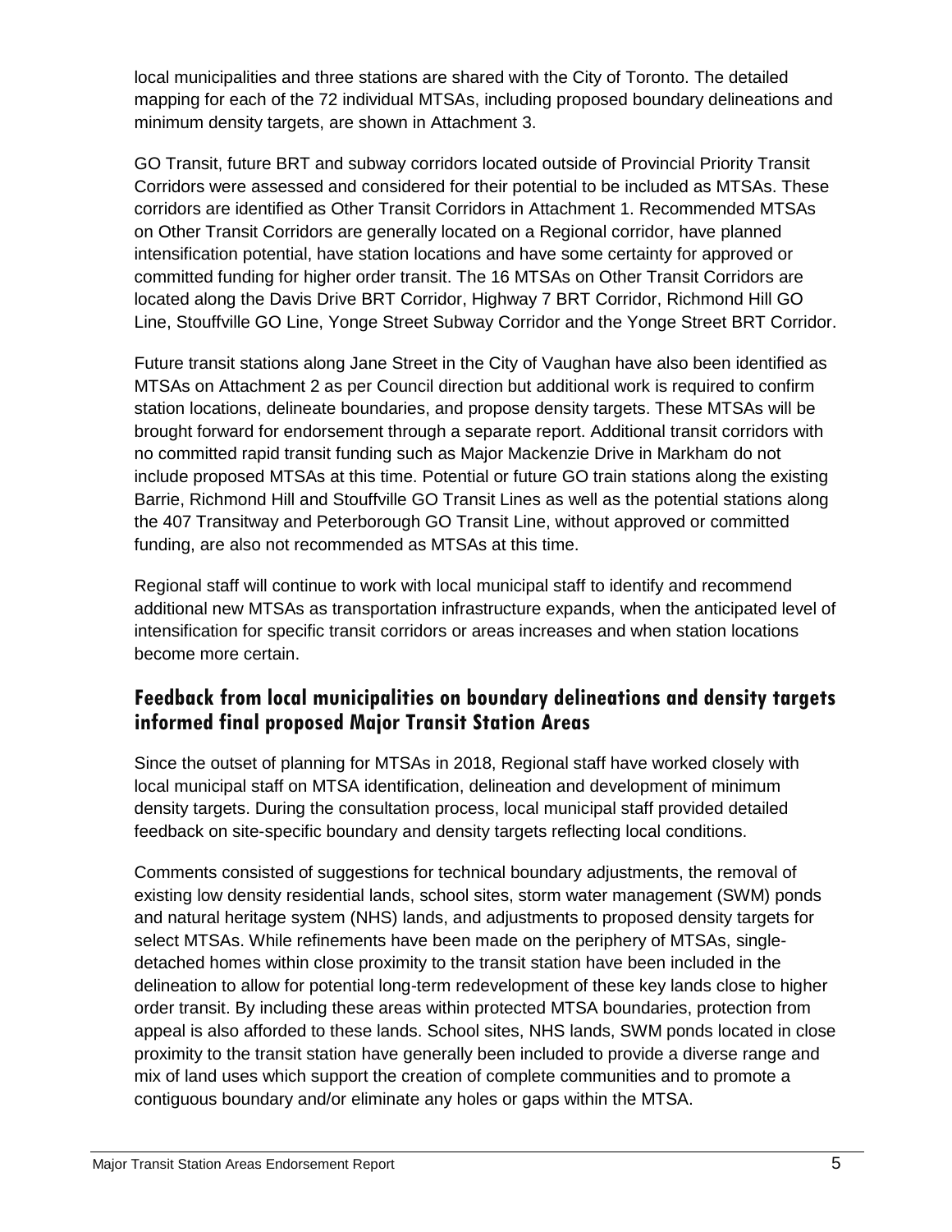local municipalities and three stations are shared with the City of Toronto. The detailed mapping for each of the 72 individual MTSAs, including proposed boundary delineations and minimum density targets, are shown in Attachment 3.

GO Transit, future BRT and subway corridors located outside of Provincial Priority Transit Corridors were assessed and considered for their potential to be included as MTSAs. These corridors are identified as Other Transit Corridors in Attachment 1. Recommended MTSAs on Other Transit Corridors are generally located on a Regional corridor, have planned intensification potential, have station locations and have some certainty for approved or committed funding for higher order transit. The 16 MTSAs on Other Transit Corridors are located along the Davis Drive BRT Corridor, Highway 7 BRT Corridor, Richmond Hill GO Line, Stouffville GO Line, Yonge Street Subway Corridor and the Yonge Street BRT Corridor.

Future transit stations along Jane Street in the City of Vaughan have also been identified as MTSAs on Attachment 2 as per Council direction but additional work is required to confirm station locations, delineate boundaries, and propose density targets. These MTSAs will be brought forward for endorsement through a separate report. Additional transit corridors with no committed rapid transit funding such as Major Mackenzie Drive in Markham do not include proposed MTSAs at this time. Potential or future GO train stations along the existing Barrie, Richmond Hill and Stouffville GO Transit Lines as well as the potential stations along the 407 Transitway and Peterborough GO Transit Line, without approved or committed funding, are also not recommended as MTSAs at this time.

Regional staff will continue to work with local municipal staff to identify and recommend additional new MTSAs as transportation infrastructure expands, when the anticipated level of intensification for specific transit corridors or areas increases and when station locations become more certain.

## Feedback from local municipalities on boundary delineations and density targets informed final proposed Major Transit Station Areas

Since the outset of planning for MTSAs in 2018, Regional staff have worked closely with local municipal staff on MTSA identification, delineation and development of minimum density targets. During the consultation process, local municipal staff provided detailed feedback on site-specific boundary and density targets reflecting local conditions.

Comments consisted of suggestions for technical boundary adjustments, the removal of existing low density residential lands, school sites, storm water management (SWM) ponds and natural heritage system (NHS) lands, and adjustments to proposed density targets for select MTSAs. While refinements have been made on the periphery of MTSAs, single-detached homes within close proximity to the transit station have been included in the delineation to allow for potential long-term redevelopment of these key lands close to higher order transit. By including these areas within protected MTSA boundaries, protection from appeal is also afforded to these lands. School sites, NHS lands, SWM ponds located in close proximity to the transit station have generally been included to provide a diverse range and mix of land uses which support the creation of complete communities and to promote a contiguous boundary and/or eliminate any holes or gaps within the MTSA.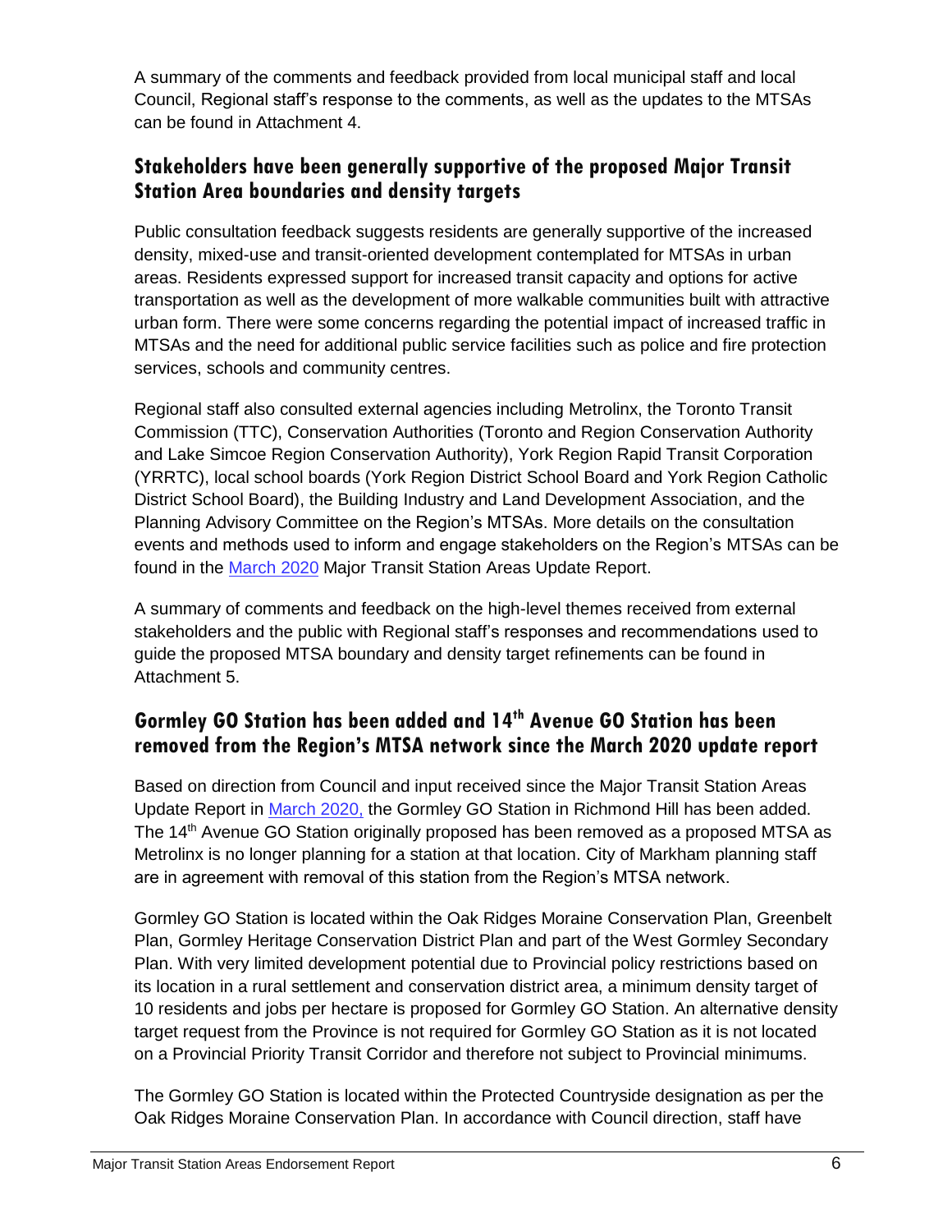A summary of the comments and feedback provided from local municipal staff and local Council, Regional staff's response to the comments, as well as the updates to the MTSAs can be found in Attachment 4.

## Stakeholders have been generally supportive of the proposed Major Transit Station Area boundaries and density targets

Public consultation feedback suggests residents are generally supportive of the increased density, mixed-use and transit-oriented development contemplated for MTSAs in urban areas. Residents expressed support for increased transit capacity and options for active transportation as well as the development of more walkable communities built with attractive urban form. There were some concerns regarding the potential impact of increased traffic in MTSAs and the need for additional public service facilities such as police and fire protection services, schools and community centres.

Regional staff also consulted external agencies including Metrolinx, the Toronto Transit Commission (TTC), Conservation Authorities (Toronto and Region Conservation Authority and Lake Simcoe Region Conservation Authority), York Region Rapid Transit Corporation (YRRTC), local school boards (York Region District School Board and York Region Catholic District School Board), the Building Industry and Land Development Association, and the Planning Advisory Committee on the Region's MTSAs. More details on the consultation events and methods used to inform and engage stakeholders on the Region's MTSAs can be found in the March 2020 Major Transit Station Areas Update Report.

A summary of comments and feedback on the high-level themes received from external stakeholders and the public with Regional staff's responses and recommendations used to guide the proposed MTSA boundary and density target refinements can be found in Attachment 5.

## Gormley GO Station has been added and 14th Avenue GO Station has been removed from the Region's MTSA network since the March 2020 update report

Based on direction from Council and input received since the Major Transit Station Areas Update Report in March 2020, the Gormley GO Station in Richmond Hill has been added. The 14th Avenue GO Station originally proposed has been removed as a proposed MTSA as Metrolinx is no longer planning for a station at that location. City of Markham planning staff are in agreement with removal of this station from the Region's MTSA network.

Gormley GO Station is located within the Oak Ridges Moraine Conservation Plan, Greenbelt Plan, Gormley Heritage Conservation District Plan and part of the West Gormley Secondary Plan. With very limited development potential due to Provincial policy restrictions based on its location in a rural settlement and conservation district area, a minimum density target of 10 residents and jobs per hectare is proposed for Gormley GO Station. An alternative density target request from the Province is not required for Gormley GO Station as it is not located on a Provincial Priority Transit Corridor and therefore not subject to Provincial minimums.

The Gormley GO Station is located within the Protected Countryside designation as per the Oak Ridges Moraine Conservation Plan. In accordance with Council direction, staff have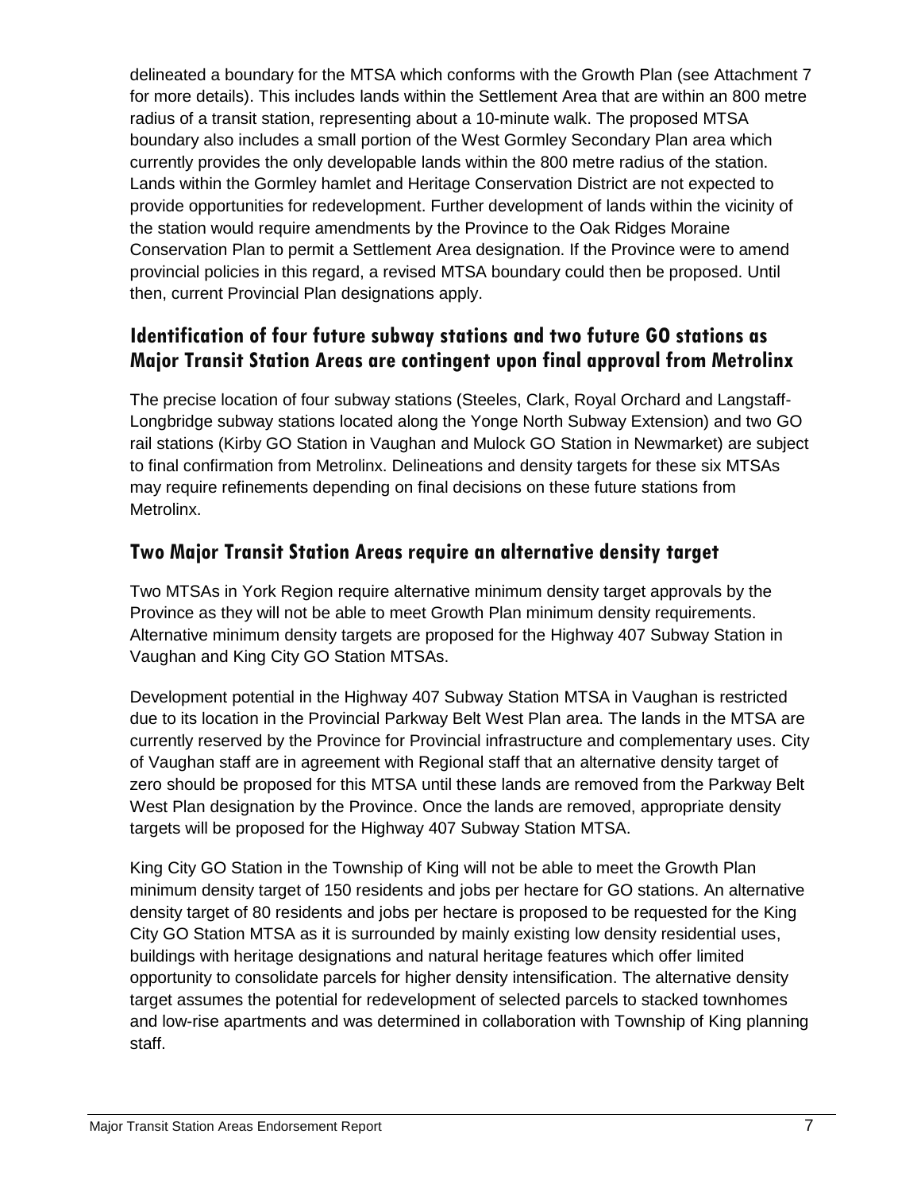delineated a boundary for the MTSA which conforms with the Growth Plan (see Attachment 7 for more details). This includes lands within the Settlement Area that are within an 800 metre radius of a transit station, representing about a 10-minute walk. The proposed MTSA boundary also includes a small portion of the West Gormley Secondary Plan area which currently provides the only developable lands within the 800 metre radius of the station. Lands within the Gormley hamlet and Heritage Conservation District are not expected to provide opportunities for redevelopment. Further development of lands within the vicinity of the station would require amendments by the Province to the Oak Ridges Moraine Conservation Plan to permit a Settlement Area designation. If the Province were to amend provincial policies in this regard, a revised MTSA boundary could then be proposed. Until then, current Provincial Plan designations apply.

## Identification of four future subway stations and two future GO stations as Major Transit Station Areas are contingent upon final approval from Metrolinx

The precise location of four subway stations (Steeles, Clark, Royal Orchard and Langstaff-Longbridge subway stations located along the Yonge North Subway Extension) and two GO rail stations (Kirby GO Station in Vaughan and Mulock GO Station in Newmarket) are subject to final confirmation from Metrolinx. Delineations and density targets for these six MTSAs may require refinements depending on final decisions on these future stations from Metrolinx.

## Two Major Transit Station Areas require an alternative density target

Two MTSAs in York Region require alternative minimum density target approvals by the Province as they will not be able to meet Growth Plan minimum density requirements. Alternative minimum density targets are proposed for the Highway 407 Subway Station in Vaughan and King City GO Station MTSAs.

Development potential in the Highway 407 Subway Station MTSA in Vaughan is restricted due to its location in the Provincial Parkway Belt West Plan area. The lands in the MTSA are currently reserved by the Province for Provincial infrastructure and complementary uses. City of Vaughan staff are in agreement with Regional staff that an alternative density target of zero should be proposed for this MTSA until these lands are removed from the Parkway Belt West Plan designation by the Province. Once the lands are removed, appropriate density targets will be proposed for the Highway 407 Subway Station MTSA.

King City GO Station in the Township of King will not be able to meet the Growth Plan minimum density target of 150 residents and jobs per hectare for GO stations. An alternative density target of 80 residents and jobs per hectare is proposed to be requested for the King City GO Station MTSA as it is surrounded by mainly existing low density residential uses, buildings with heritage designations and natural heritage features which offer limited opportunity to consolidate parcels for higher density intensification. The alternative density target assumes the potential for redevelopment of selected parcels to stacked townhomes and low-rise apartments and was determined in collaboration with Township of King planning staff.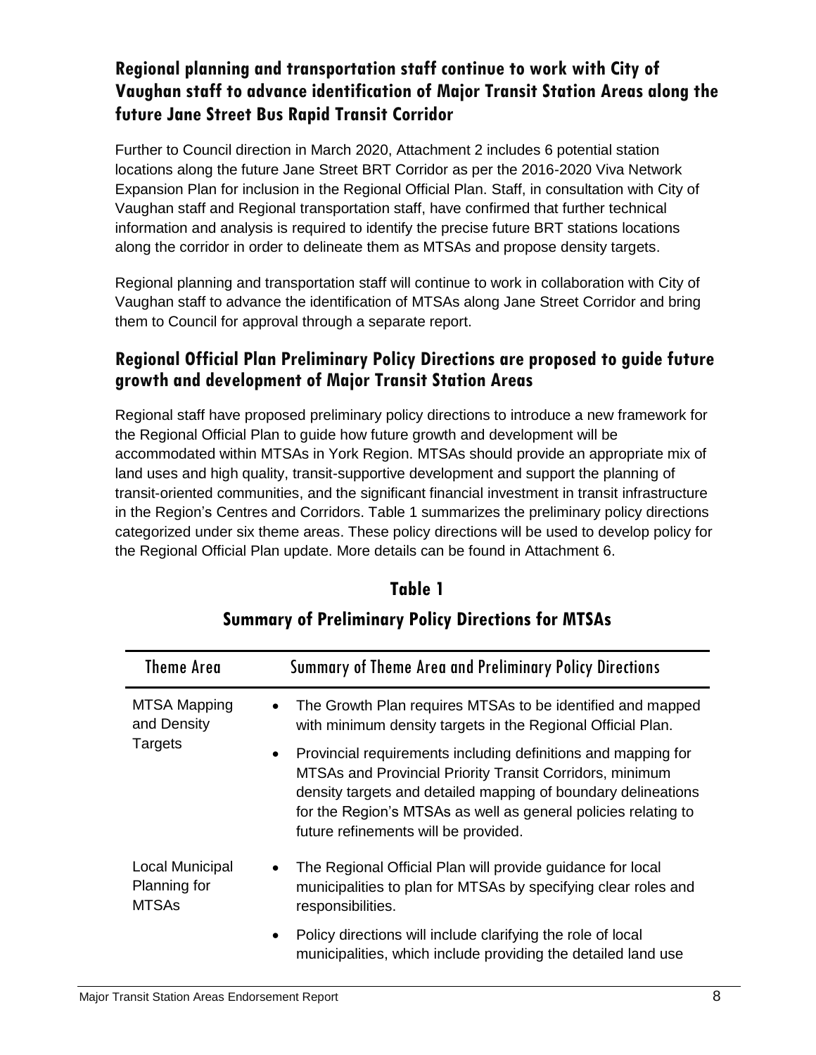## Regional planning and transportation staff continue to work with City of Vaughan staff to advance identification of Major Transit Station Areas along the future Jane Street Bus Rapid Transit Corridor

Further to Council direction in March 2020, Attachment 2 includes 6 potential station locations along the future Jane Street BRT Corridor as per the 2016-2020 Viva Network Expansion Plan for inclusion in the Regional Official Plan. Staff, in consultation with City of Vaughan staff and Regional transportation staff, have confirmed that further technical information and analysis is required to identify the precise future BRT stations locations along the corridor in order to delineate them as MTSAs and propose density targets.

Regional planning and transportation staff will continue to work in collaboration with City of Vaughan staff to advance the identification of MTSAs along Jane Street Corridor and bring them to Council for approval through a separate report.

## Regional Official Plan Preliminary Policy Directions are proposed to guide future growth and development of Major Transit Station Areas

Regional staff have proposed preliminary policy directions to introduce a new framework for the Regional Official Plan to guide how future growth and development will be accommodated within MTSAs in York Region. MTSAs should provide an appropriate mix of land uses and high quality, transit-supportive development and support the planning of transit-oriented communities, and the significant financial investment in transit infrastructure in the Region's Centres and Corridors. Table 1 summarizes the preliminary policy directions categorized under six theme areas. These policy directions will be used to develop policy for the Regional Official Plan update. More details can be found in Attachment 6.

**Table 1**

**Summary of Preliminary Policy Directions for MTSAs**

| Theme Area | Summary of Theme Area and Preliminary Policy Directions |
|---|---|
| MTSA Mapping and Density Targets | • The Growth Plan requires MTSAs to be identified and mapped with minimum density targets in the Regional Official Plan.<br>• Provincial requirements including definitions and mapping for MTSAs and Provincial Priority Transit Corridors, minimum density targets and detailed mapping of boundary delineations for the Region's MTSAs as well as general policies relating to future refinements will be provided. |
| Local Municipal Planning for MTSAs | • The Regional Official Plan will provide guidance for local municipalities to plan for MTSAs by specifying clear roles and responsibilities.<br>• Policy directions will include clarifying the role of local municipalities, which include providing the detailed land use |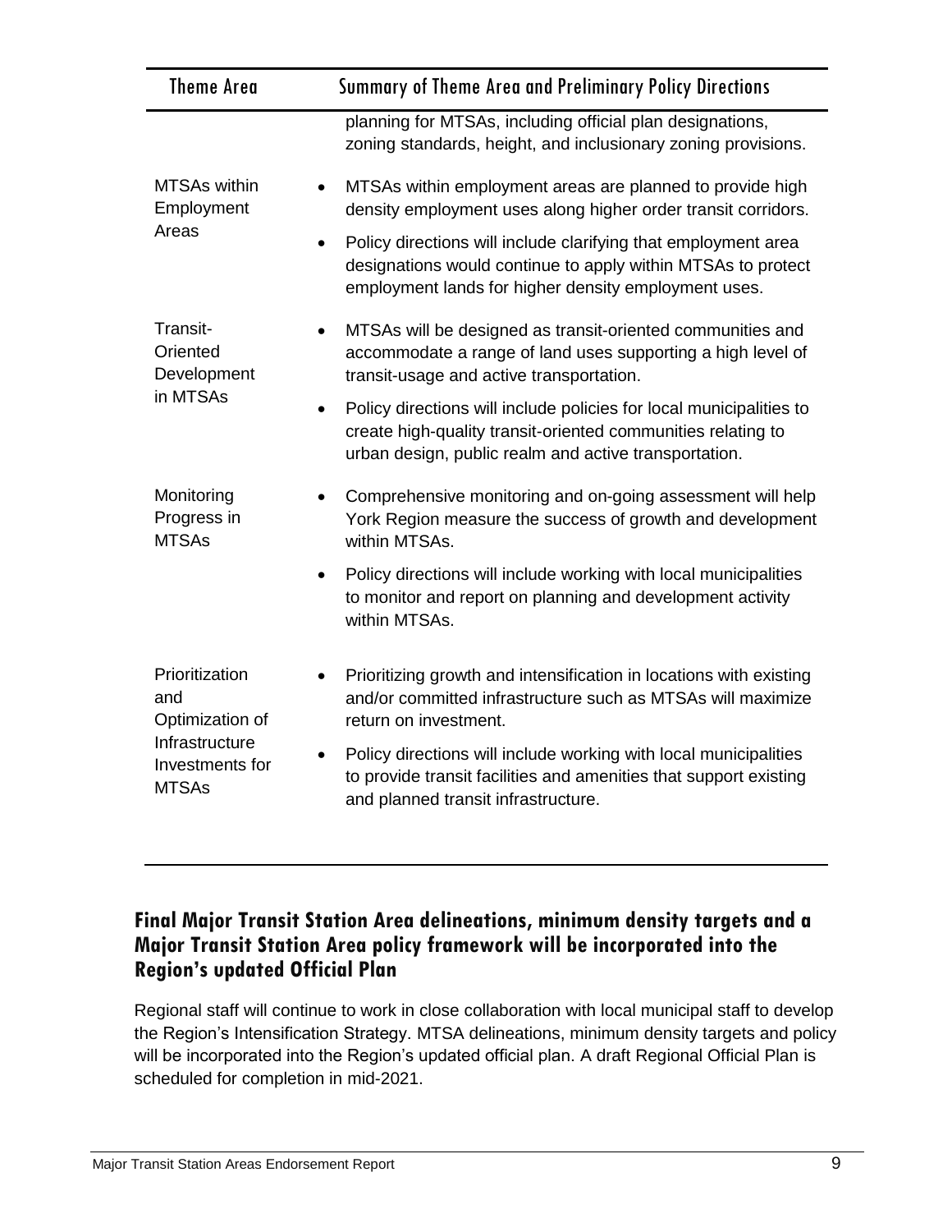| Theme Area | Summary of Theme Area and Preliminary Policy Directions |
|---|---|
| | planning for MTSAs, including official plan designations, zoning standards, height, and inclusionary zoning provisions. |
| MTSAs within Employment Areas | • MTSAs within employment areas are planned to provide high density employment uses along higher order transit corridors.<br>• Policy directions will include clarifying that employment area designations would continue to apply within MTSAs to protect employment lands for higher density employment uses. |
| Transit-Oriented Development in MTSAs | • MTSAs will be designed as transit-oriented communities and accommodate a range of land uses supporting a high level of transit-usage and active transportation.<br>• Policy directions will include policies for local municipalities to create high-quality transit-oriented communities relating to urban design, public realm and active transportation. |
| Monitoring Progress in MTSAs | • Comprehensive monitoring and on-going assessment will help York Region measure the success of growth and development within MTSAs.<br>• Policy directions will include working with local municipalities to monitor and report on planning and development activity within MTSAs. |
| Prioritization and Optimization of Infrastructure Investments for MTSAs | • Prioritizing growth and intensification in locations with existing and/or committed infrastructure such as MTSAs will maximize return on investment.<br>• Policy directions will include working with local municipalities to provide transit facilities and amenities that support existing and planned transit infrastructure. |

## Final Major Transit Station Area delineations, minimum density targets and a Major Transit Station Area policy framework will be incorporated into the Region's updated Official Plan

Regional staff will continue to work in close collaboration with local municipal staff to develop the Region's Intensification Strategy. MTSA delineations, minimum density targets and policy will be incorporated into the Region's updated official plan. A draft Regional Official Plan is scheduled for completion in mid-2021.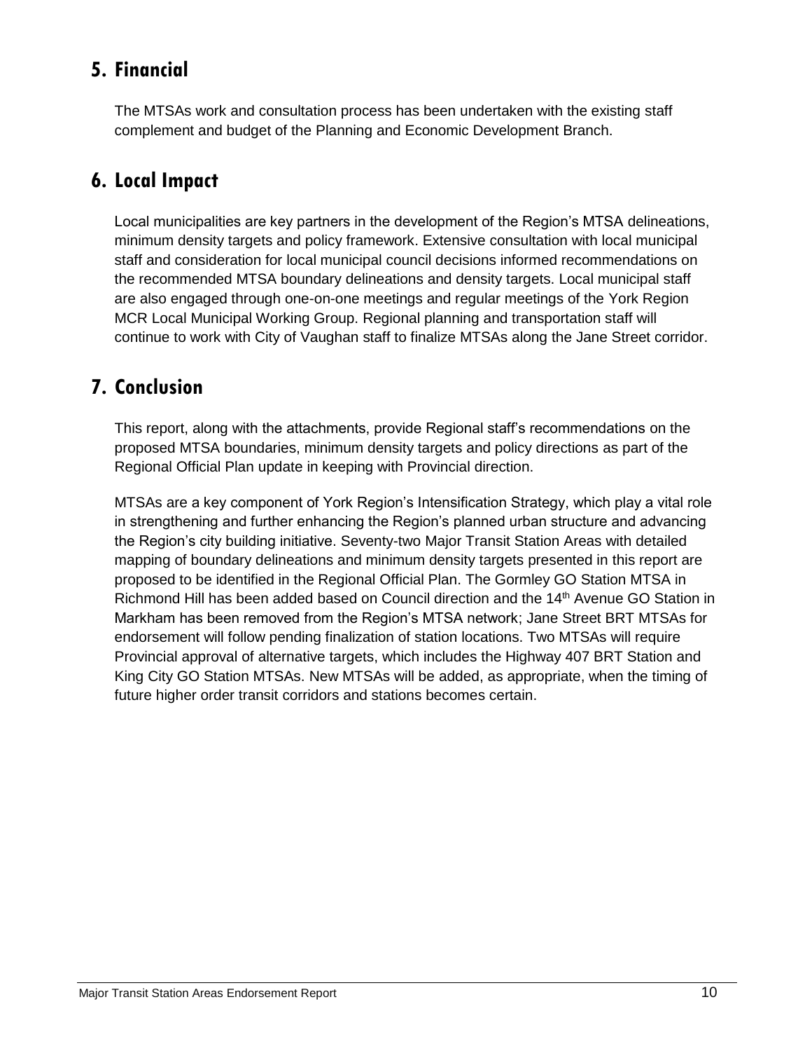## 5. Financial

The MTSAs work and consultation process has been undertaken with the existing staff complement and budget of the Planning and Economic Development Branch.

## 6. Local Impact

Local municipalities are key partners in the development of the Region's MTSA delineations, minimum density targets and policy framework. Extensive consultation with local municipal staff and consideration for local municipal council decisions informed recommendations on the recommended MTSA boundary delineations and density targets. Local municipal staff are also engaged through one-on-one meetings and regular meetings of the York Region MCR Local Municipal Working Group. Regional planning and transportation staff will continue to work with City of Vaughan staff to finalize MTSAs along the Jane Street corridor.

## 7. Conclusion

This report, along with the attachments, provide Regional staff's recommendations on the proposed MTSA boundaries, minimum density targets and policy directions as part of the Regional Official Plan update in keeping with Provincial direction.

MTSAs are a key component of York Region's Intensification Strategy, which play a vital role in strengthening and further enhancing the Region's planned urban structure and advancing the Region's city building initiative. Seventy-two Major Transit Station Areas with detailed mapping of boundary delineations and minimum density targets presented in this report are proposed to be identified in the Regional Official Plan. The Gormley GO Station MTSA in Richmond Hill has been added based on Council direction and the 14th Avenue GO Station in Markham has been removed from the Region's MTSA network; Jane Street BRT MTSAs for endorsement will follow pending finalization of station locations. Two MTSAs will require Provincial approval of alternative targets, which includes the Highway 407 BRT Station and King City GO Station MTSAs. New MTSAs will be added, as appropriate, when the timing of future higher order transit corridors and stations becomes certain.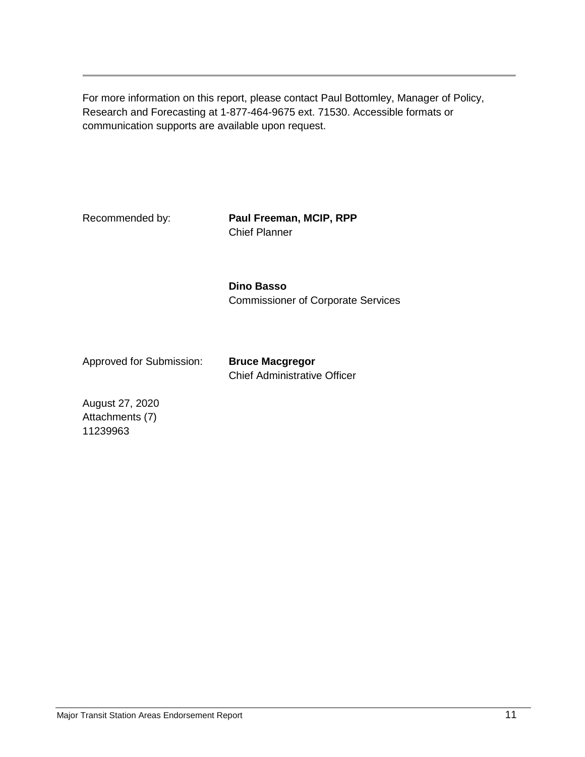For more information on this report, please contact Paul Bottomley, Manager of Policy, Research and Forecasting at 1-877-464-9675 ext. 71530. Accessible formats or communication supports are available upon request.

Recommended by: **Paul Freeman, MCIP, RPP**
Chief Planner

**Dino Basso**
Commissioner of Corporate Services

Approved for Submission: **Bruce Macgregor**
Chief Administrative Officer

August 27, 2020
Attachments (7)
11239963